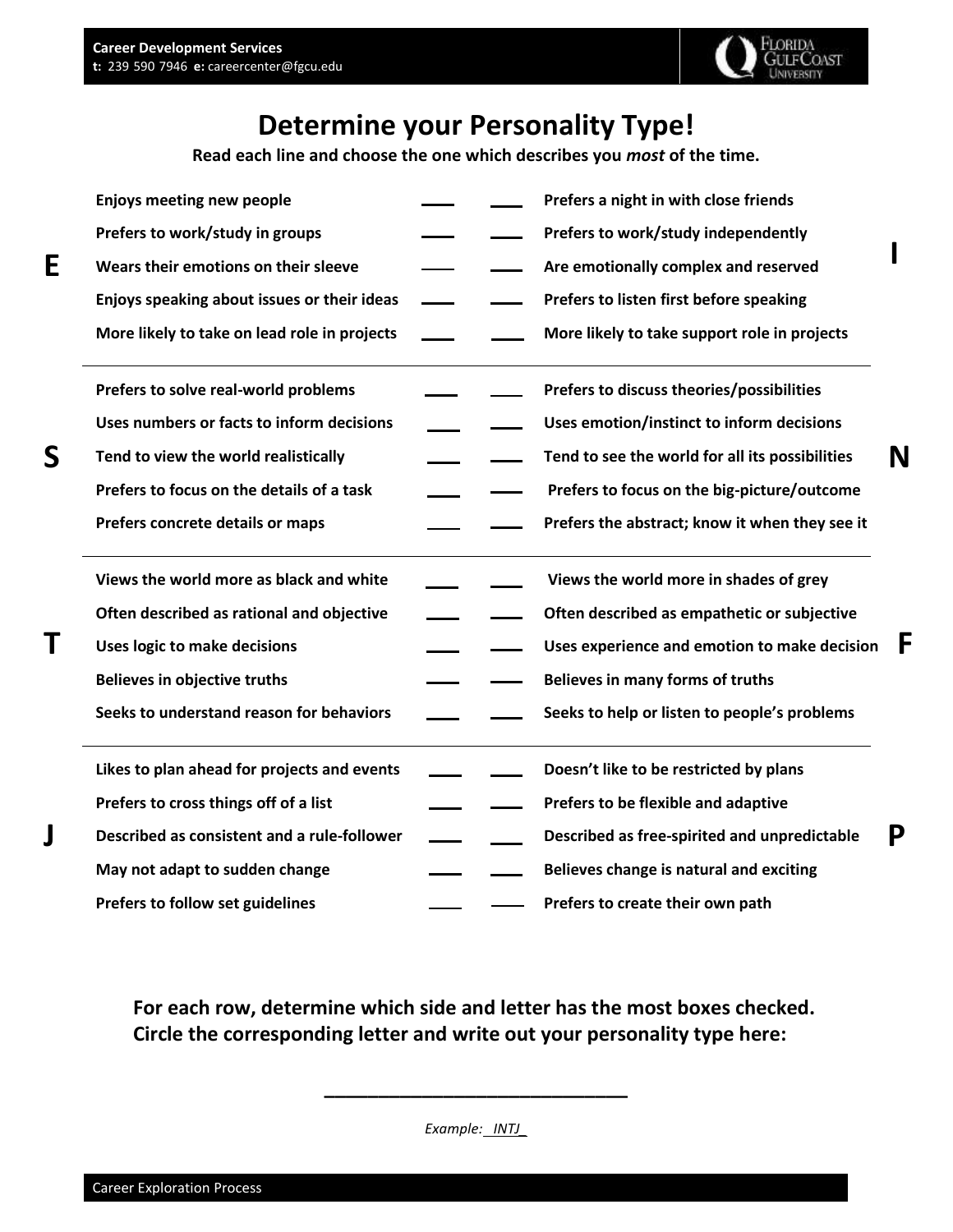Career Development Services
**t:** 239 590 7946 **e:** careercenter@fgcu.edu

# Determine your Personality Type!

**Read each line and choose the one which describes you *most* of the time.**

| | | | | | |
|---|---|---|---|---|---|
| **E** | **Enjoys meeting new people** | ___ | ___ | **Prefers a night in with close friends** | **I** |
| | **Prefers to work/study in groups** | ___ | ___ | **Prefers to work/study independently** | |
| | **Wears their emotions on their sleeve** | ___ | ___ | **Are emotionally complex and reserved** | |
| | **Enjoys speaking about issues or their ideas** | ___ | ___ | **Prefers to listen first before speaking** | |
| | **More likely to take on lead role in projects** | ___ | ___ | **More likely to take support role in projects** | |
| **S** | **Prefers to solve real-world problems** | ___ | ___ | **Prefers to discuss theories/possibilities** | **N** |
| | **Uses numbers or facts to inform decisions** | ___ | ___ | **Uses emotion/instinct to inform decisions** | |
| | **Tend to view the world realistically** | ___ | ___ | **Tend to see the world for all its possibilities** | |
| | **Prefers to focus on the details of a task** | ___ | ___ | **Prefers to focus on the big-picture/outcome** | |
| | **Prefers concrete details or maps** | ___ | ___ | **Prefers the abstract; know it when they see it** | |
| **T** | **Views the world more as black and white** | ___ | ___ | **Views the world more in shades of grey** | **F** |
| | **Often described as rational and objective** | ___ | ___ | **Often described as empathetic or subjective** | |
| | **Uses logic to make decisions** | ___ | ___ | **Uses experience and emotion to make decision** | |
| | **Believes in objective truths** | ___ | ___ | **Believes in many forms of truths** | |
| | **Seeks to understand reason for behaviors** | ___ | ___ | **Seeks to help or listen to people's problems** | |
| **J** | **Likes to plan ahead for projects and events** | ___ | ___ | **Doesn't like to be restricted by plans** | **P** |
| | **Prefers to cross things off of a list** | ___ | ___ | **Prefers to be flexible and adaptive** | |
| | **Described as consistent and a rule-follower** | ___ | ___ | **Described as free-spirited and unpredictable** | |
| | **May not adapt to sudden change** | ___ | ___ | **Believes change is natural and exciting** | |
| | **Prefers to follow set guidelines** | ___ | ___ | **Prefers to create their own path** | |

**For each row, determine which side and letter has the most boxes checked.**
**Circle the corresponding letter and write out your personality type here:**

______________________________

*Example: __INTJ_*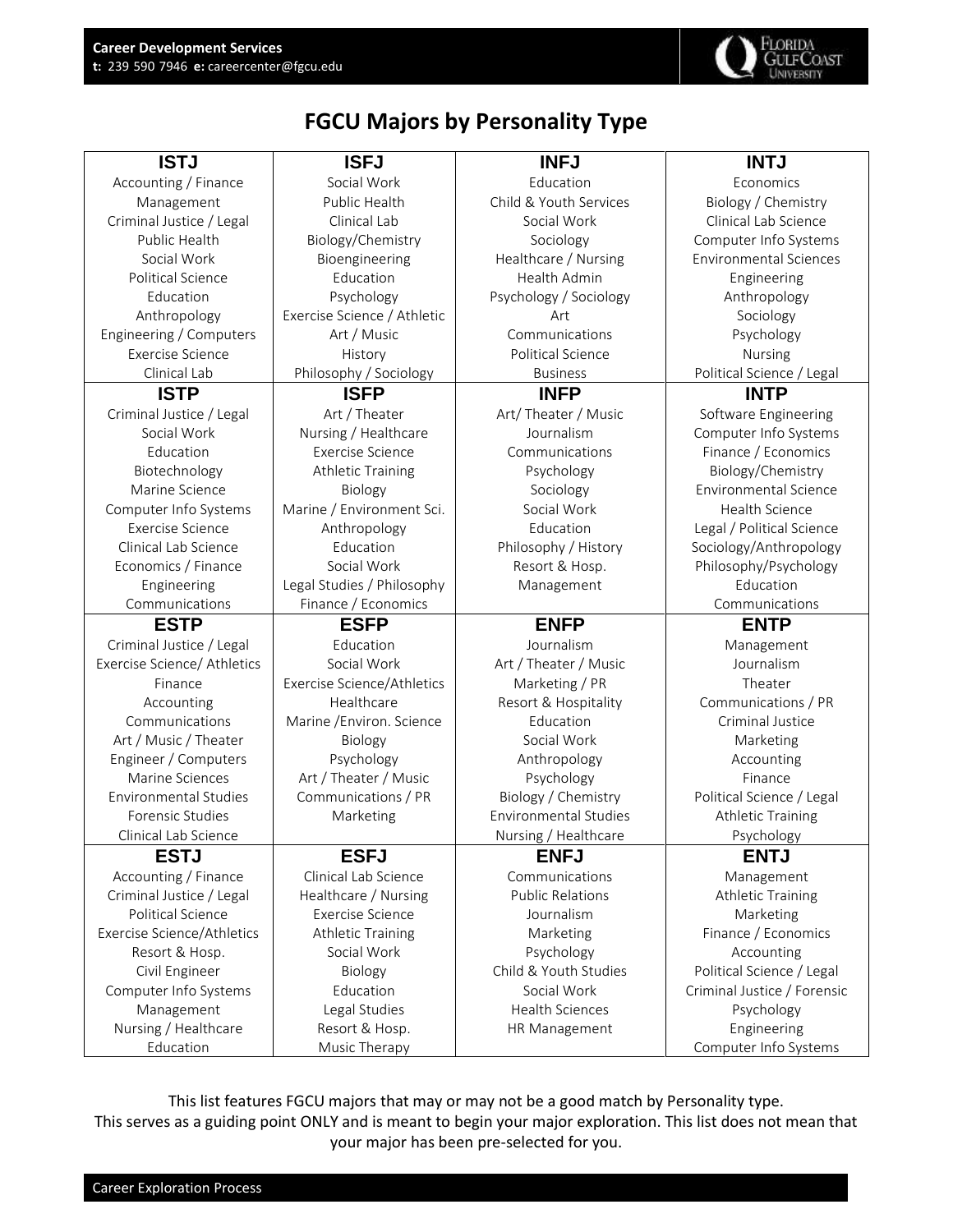# FGCU Majors by Personality Type

| ISTJ | ISFJ | INFJ | INTJ |
|---|---|---|---|
| Accounting / Finance | Social Work | Education | Economics |
| Management | Public Health | Child & Youth Services | Biology / Chemistry |
| Criminal Justice / Legal | Clinical Lab | Social Work | Clinical Lab Science |
| Public Health | Biology/Chemistry | Sociology | Computer Info Systems |
| Social Work | Bioengineering | Healthcare / Nursing | Environmental Sciences |
| Political Science | Education | Health Admin | Engineering |
| Education | Psychology | Psychology / Sociology | Anthropology |
| Anthropology | Exercise Science / Athletic | Art | Sociology |
| Engineering / Computers | Art / Music | Communications | Psychology |
| Exercise Science | History | Political Science | Nursing |
| Clinical Lab | Philosophy / Sociology | Business | Political Science / Legal |
| **ISTP** | **ISFP** | **INFP** | **INTP** |
| Criminal Justice / Legal | Art / Theater | Art/ Theater / Music | Software Engineering |
| Social Work | Nursing / Healthcare | Journalism | Computer Info Systems |
| Education | Exercise Science | Communications | Finance / Economics |
| Biotechnology | Athletic Training | Psychology | Biology/Chemistry |
| Marine Science | Biology | Sociology | Environmental Science |
| Computer Info Systems | Marine / Environment Sci. | Social Work | Health Science |
| Exercise Science | Anthropology | Education | Legal / Political Science |
| Clinical Lab Science | Education | Philosophy / History | Sociology/Anthropology |
| Economics / Finance | Social Work | Resort & Hosp. | Philosophy/Psychology |
| Engineering | Legal Studies / Philosophy | Management | Education |
| Communications | Finance / Economics | | Communications |
| **ESTP** | **ESFP** | **ENFP** | **ENTP** |
| Criminal Justice / Legal | Education | Journalism | Management |
| Exercise Science/ Athletics | Social Work | Art / Theater / Music | Journalism |
| Finance | Exercise Science/Athletics | Marketing / PR | Theater |
| Accounting | Healthcare | Resort & Hospitality | Communications / PR |
| Communications | Marine /Environ. Science | Education | Criminal Justice |
| Art / Music / Theater | Biology | Social Work | Marketing |
| Engineer / Computers | Psychology | Anthropology | Accounting |
| Marine Sciences | Art / Theater / Music | Psychology | Finance |
| Environmental Studies | Communications / PR | Biology / Chemistry | Political Science / Legal |
| Forensic Studies | Marketing | Environmental Studies | Athletic Training |
| Clinical Lab Science | | Nursing / Healthcare | Psychology |
| **ESTJ** | **ESFJ** | **ENFJ** | **ENTJ** |
| Accounting / Finance | Clinical Lab Science | Communications | Management |
| Criminal Justice / Legal | Healthcare / Nursing | Public Relations | Athletic Training |
| Political Science | Exercise Science | Journalism | Marketing |
| Exercise Science/Athletics | Athletic Training | Marketing | Finance / Economics |
| Resort & Hosp. | Social Work | Psychology | Accounting |
| Civil Engineer | Biology | Child & Youth Studies | Political Science / Legal |
| Computer Info Systems | Education | Social Work | Criminal Justice / Forensic |
| Management | Legal Studies | Health Sciences | Psychology |
| Nursing / Healthcare | Resort & Hosp. | HR Management | Engineering |
| Education | Music Therapy | | Computer Info Systems |

This list features FGCU majors that may or may not be a good match by Personality type.
This serves as a guiding point ONLY and is meant to begin your major exploration. This list does not mean that your major has been pre-selected for you.